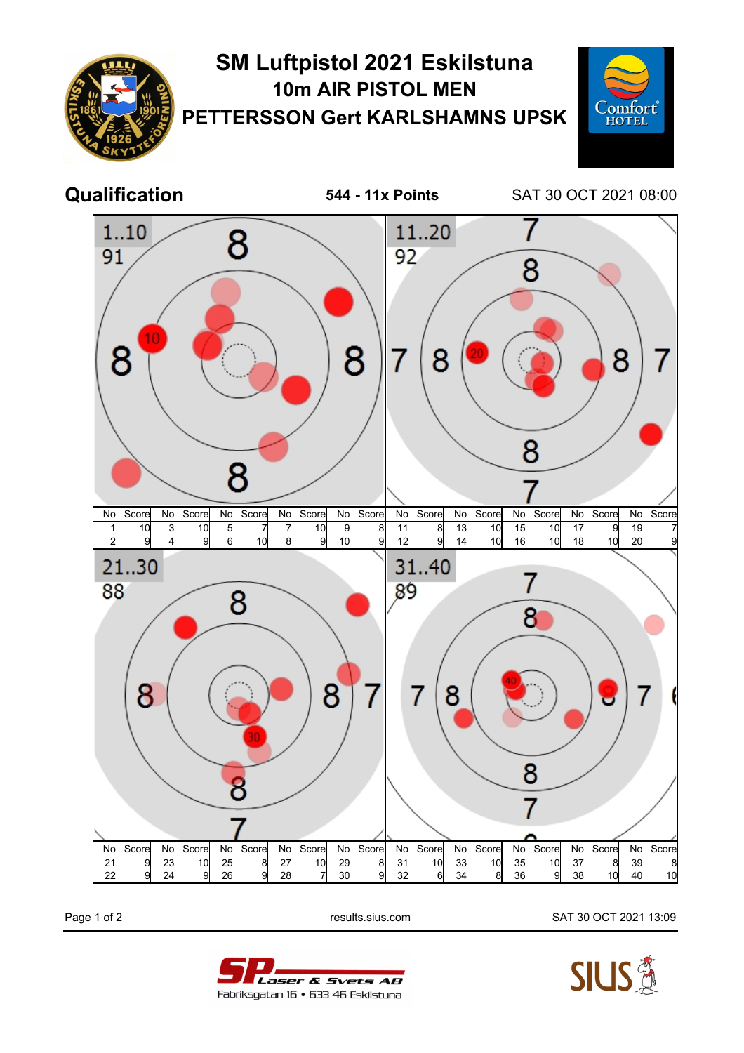# SM Luftpistol 2021 Eskilstuna

## 10m AIR PISTOL MEN

## PETTERSSON Gert KARLSHAMNS UPSK

**Qualification** — **544 - 11x Points** — SAT 30 OCT 2021 08:00

**1..10** — 91

| No | Score | No | Score | No | Score | No | Score | No | Score |
|---|---|---|---|---|---|---|---|---|---|
| 1 | 10 | 3 | 10 | 5 | 7 | 7 | 10 | 9 | 8 |
| 2 | 9 | 4 | 9 | 6 | 10 | 8 | 9 | 10 | 9 |

**11..20** — 92

| No | Score | No | Score | No | Score | No | Score | No | Score |
|---|---|---|---|---|---|---|---|---|---|
| 11 | 8 | 13 | 10 | 15 | 10 | 17 | 9 | 19 | 7 |
| 12 | 9 | 14 | 10 | 16 | 10 | 18 | 10 | 20 | 9 |

**21..30** — 88

| No | Score | No | Score | No | Score | No | Score | No | Score |
|---|---|---|---|---|---|---|---|---|---|
| 21 | 9 | 23 | 10 | 25 | 8 | 27 | 10 | 29 | 8 |
| 22 | 9 | 24 | 9 | 26 | 9 | 28 | 7 | 30 | 9 |

**31..40** — 89

| No | Score | No | Score | No | Score | No | Score | No | Score |
|---|---|---|---|---|---|---|---|---|---|
| 31 | 10 | 33 | 10 | 35 | 10 | 37 | 8 | 39 | 8 |
| 32 | 6 | 34 | 8 | 36 | 9 | 38 | 10 | 40 | 10 |

results.sius.com — SAT 30 OCT 2021 13:09

SP Laser & Svets AB
Fabriksgatan 16 • 633 46 Eskilstuna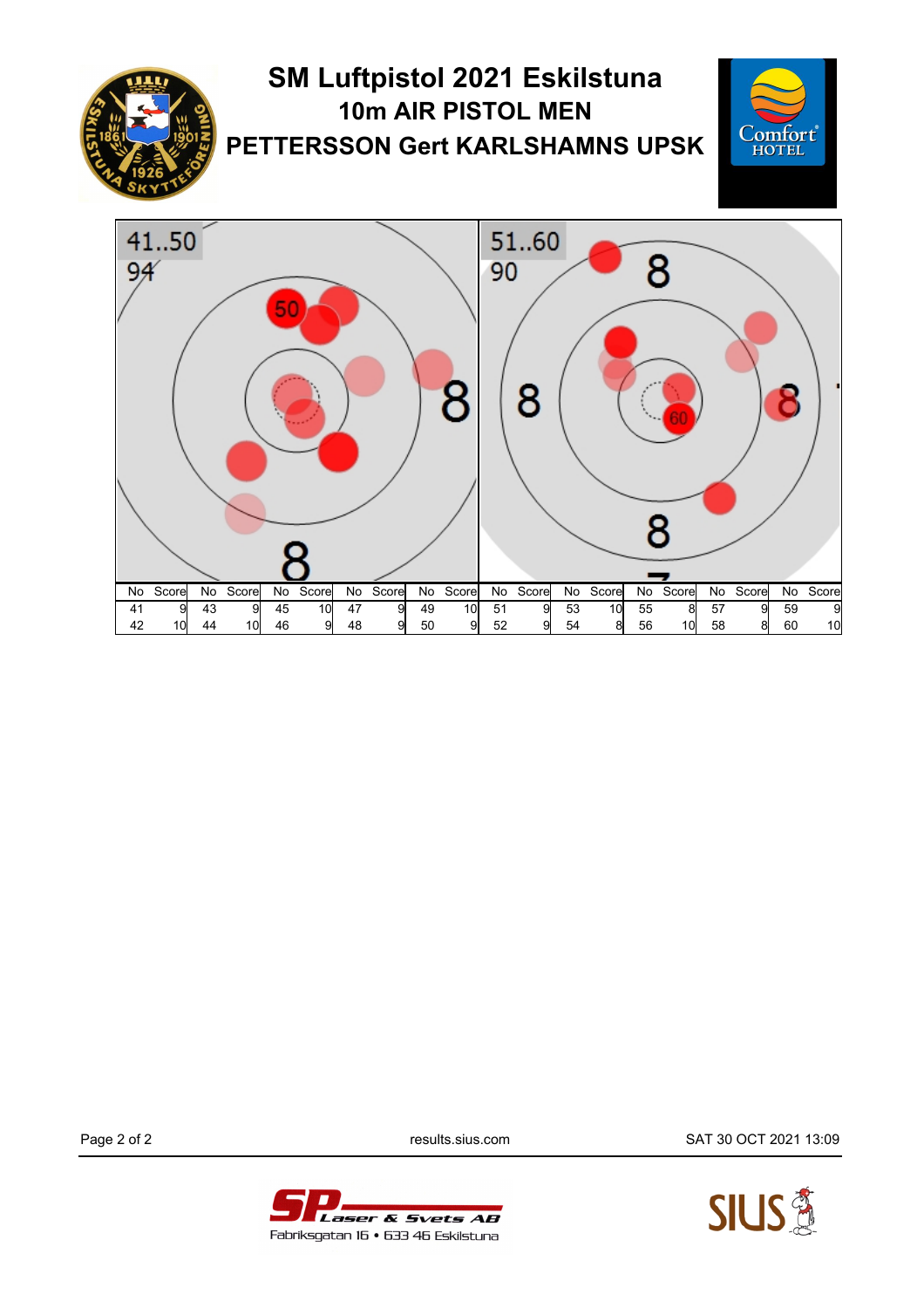# SM Luftpistol 2021 Eskilstuna

## 10m AIR PISTOL MEN

## PETTERSSON Gert KARLSHAMNS UPSK

41..50
94

50

8

8

51..60
90

8

8

8

60

8

8

| No | Score | No | Score | No | Score | No | Score | No | Score | No | Score | No | Score | No | Score | No | Score | No | Score |
|---|---|---|---|---|---|---|---|---|---|---|---|---|---|---|---|---|---|---|---|
| 41 | 9 | 43 | 9 | 45 | 10 | 47 | 9 | 49 | 10 | 51 | 9 | 53 | 10 | 55 | 8 | 57 | 9 | 59 | 9 |
| 42 | 10 | 44 | 10 | 46 | 9 | 48 | 9 | 50 | 9 | 52 | 9 | 54 | 8 | 56 | 10 | 58 | 8 | 60 | 10 |

results.sius.com

SAT 30 OCT 2021 13:09

SP Laser & Svets AB
Fabriksgatan 16 • 633 46 Eskilstuna

SIUS